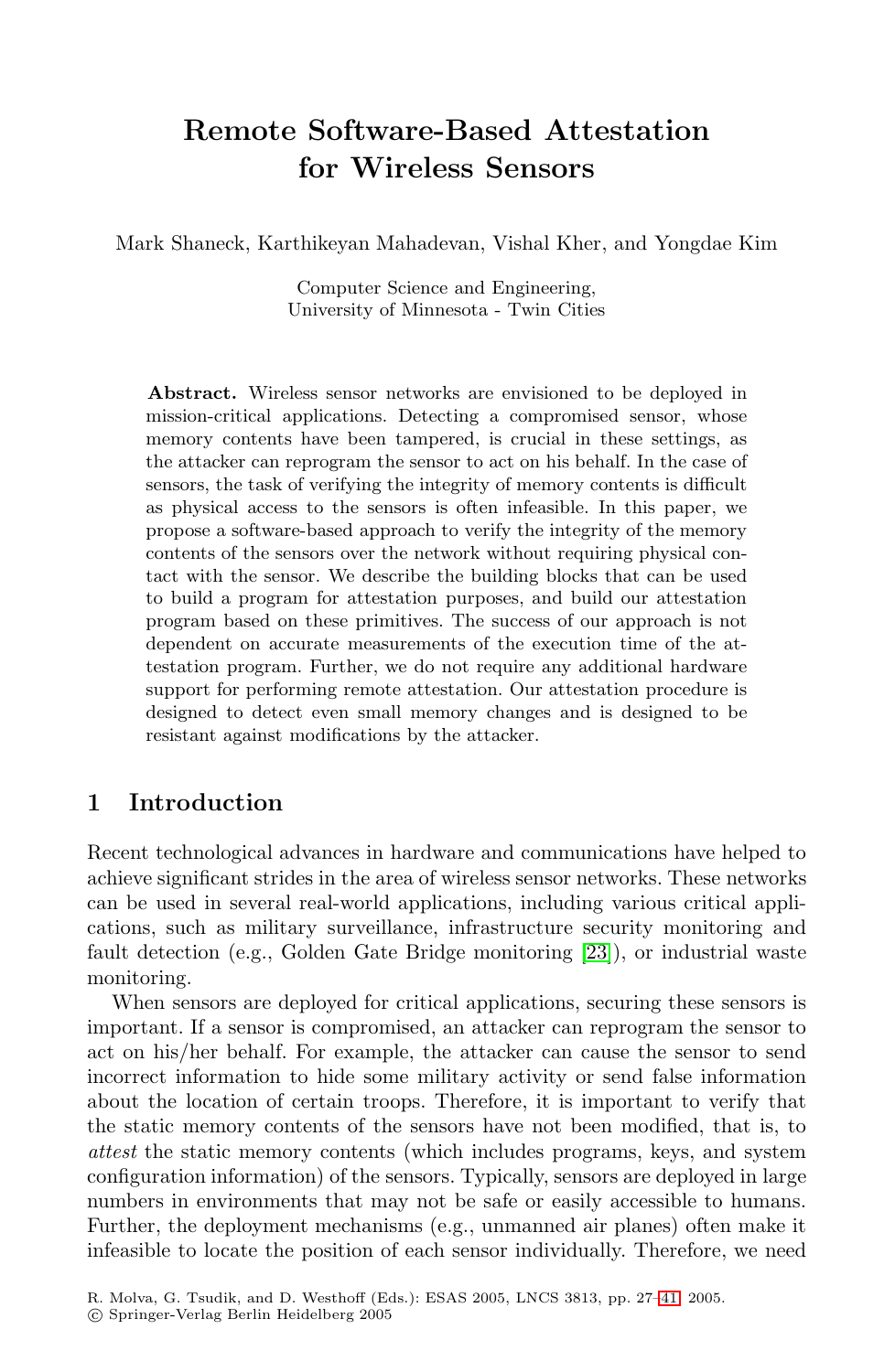# Remote Software-Based Attestation for Wireless Sensors

Mark Shaneck, Karthikeyan Mahadevan, Vishal Kher, and Yongdae Kim

Computer Science and Engineering,
University of Minnesota - Twin Cities

**Abstract.** Wireless sensor networks are envisioned to be deployed in mission-critical applications. Detecting a compromised sensor, whose memory contents have been tampered, is crucial in these settings, as the attacker can reprogram the sensor to act on his behalf. In the case of sensors, the task of verifying the integrity of memory contents is difficult as physical access to the sensors is often infeasible. In this paper, we propose a software-based approach to verify the integrity of the memory contents of the sensors over the network without requiring physical contact with the sensor. We describe the building blocks that can be used to build a program for attestation purposes, and build our attestation program based on these primitives. The success of our approach is not dependent on accurate measurements of the execution time of the attestation program. Further, we do not require any additional hardware support for performing remote attestation. Our attestation procedure is designed to detect even small memory changes and is designed to be resistant against modifications by the attacker.

## 1 Introduction

Recent technological advances in hardware and communications have helped to achieve significant strides in the area of wireless sensor networks. These networks can be used in several real-world applications, including various critical applications, such as military surveillance, infrastructure security monitoring and fault detection (e.g., Golden Gate Bridge monitoring [23]), or industrial waste monitoring.

When sensors are deployed for critical applications, securing these sensors is important. If a sensor is compromised, an attacker can reprogram the sensor to act on his/her behalf. For example, the attacker can cause the sensor to send incorrect information to hide some military activity or send false information about the location of certain troops. Therefore, it is important to verify that the static memory contents of the sensors have not been modified, that is, to *attest* the static memory contents (which includes programs, keys, and system configuration information) of the sensors. Typically, sensors are deployed in large numbers in environments that may not be safe or easily accessible to humans. Further, the deployment mechanisms (e.g., unmanned air planes) often make it infeasible to locate the position of each sensor individually. Therefore, we need

R. Molva, G. Tsudik, and D. Westhoff (Eds.): ESAS 2005, LNCS 3813, pp. 27–41, 2005.
© Springer-Verlag Berlin Heidelberg 2005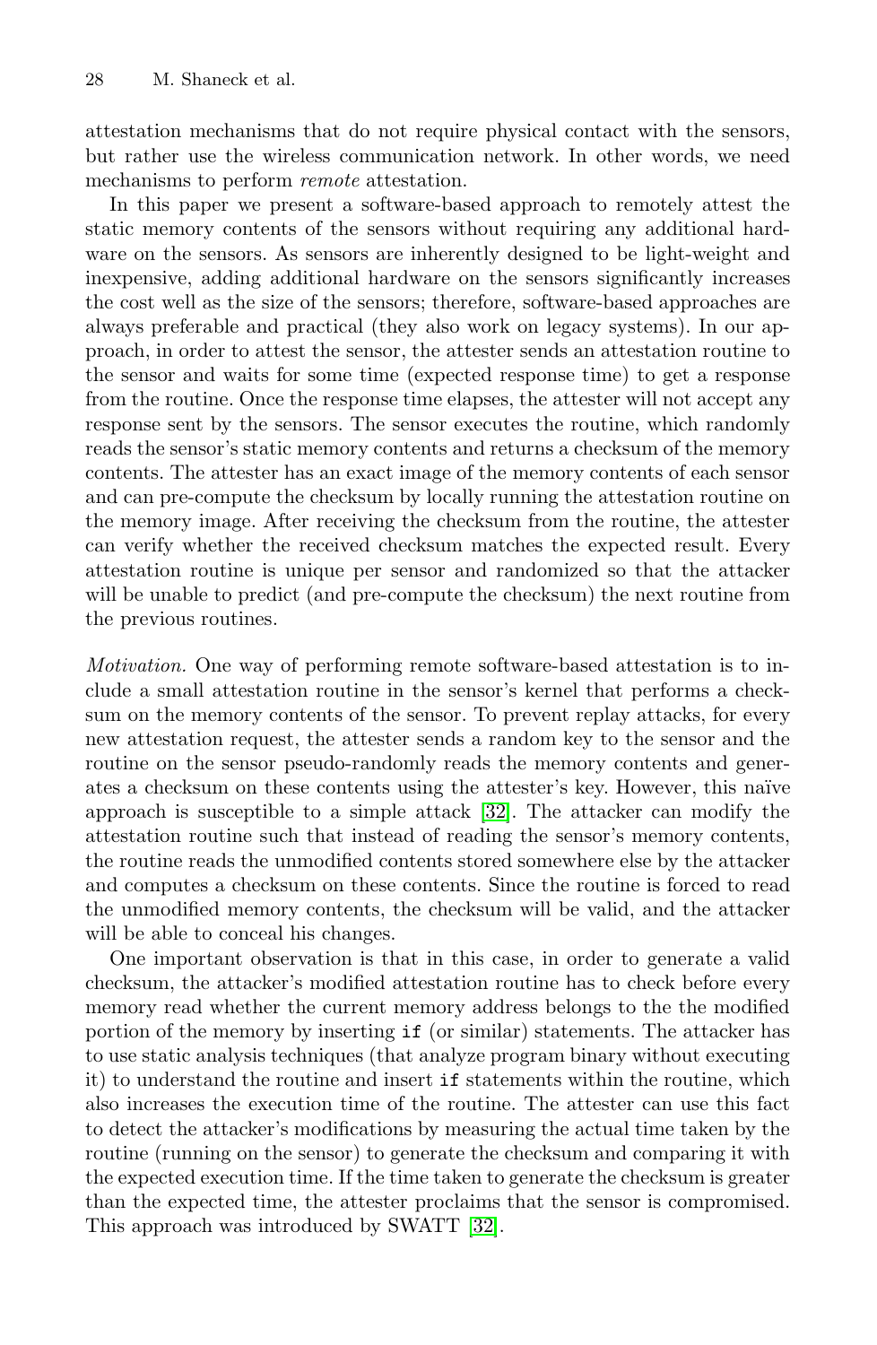attestation mechanisms that do not require physical contact with the sensors, but rather use the wireless communication network. In other words, we need mechanisms to perform *remote* attestation.

In this paper we present a software-based approach to remotely attest the static memory contents of the sensors without requiring any additional hardware on the sensors. As sensors are inherently designed to be light-weight and inexpensive, adding additional hardware on the sensors significantly increases the cost well as the size of the sensors; therefore, software-based approaches are always preferable and practical (they also work on legacy systems). In our approach, in order to attest the sensor, the attester sends an attestation routine to the sensor and waits for some time (expected response time) to get a response from the routine. Once the response time elapses, the attester will not accept any response sent by the sensors. The sensor executes the routine, which randomly reads the sensor's static memory contents and returns a checksum of the memory contents. The attester has an exact image of the memory contents of each sensor and can pre-compute the checksum by locally running the attestation routine on the memory image. After receiving the checksum from the routine, the attester can verify whether the received checksum matches the expected result. Every attestation routine is unique per sensor and randomized so that the attacker will be unable to predict (and pre-compute the checksum) the next routine from the previous routines.

*Motivation.* One way of performing remote software-based attestation is to include a small attestation routine in the sensor's kernel that performs a checksum on the memory contents of the sensor. To prevent replay attacks, for every new attestation request, the attester sends a random key to the sensor and the routine on the sensor pseudo-randomly reads the memory contents and generates a checksum on these contents using the attester's key. However, this naïve approach is susceptible to a simple attack [32]. The attacker can modify the attestation routine such that instead of reading the sensor's memory contents, the routine reads the unmodified contents stored somewhere else by the attacker and computes a checksum on these contents. Since the routine is forced to read the unmodified memory contents, the checksum will be valid, and the attacker will be able to conceal his changes.

One important observation is that in this case, in order to generate a valid checksum, the attacker's modified attestation routine has to check before every memory read whether the current memory address belongs to the the modified portion of the memory by inserting `if` (or similar) statements. The attacker has to use static analysis techniques (that analyze program binary without executing it) to understand the routine and insert `if` statements within the routine, which also increases the execution time of the routine. The attester can use this fact to detect the attacker's modifications by measuring the actual time taken by the routine (running on the sensor) to generate the checksum and comparing it with the expected execution time. If the time taken to generate the checksum is greater than the expected time, the attester proclaims that the sensor is compromised. This approach was introduced by SWATT [32].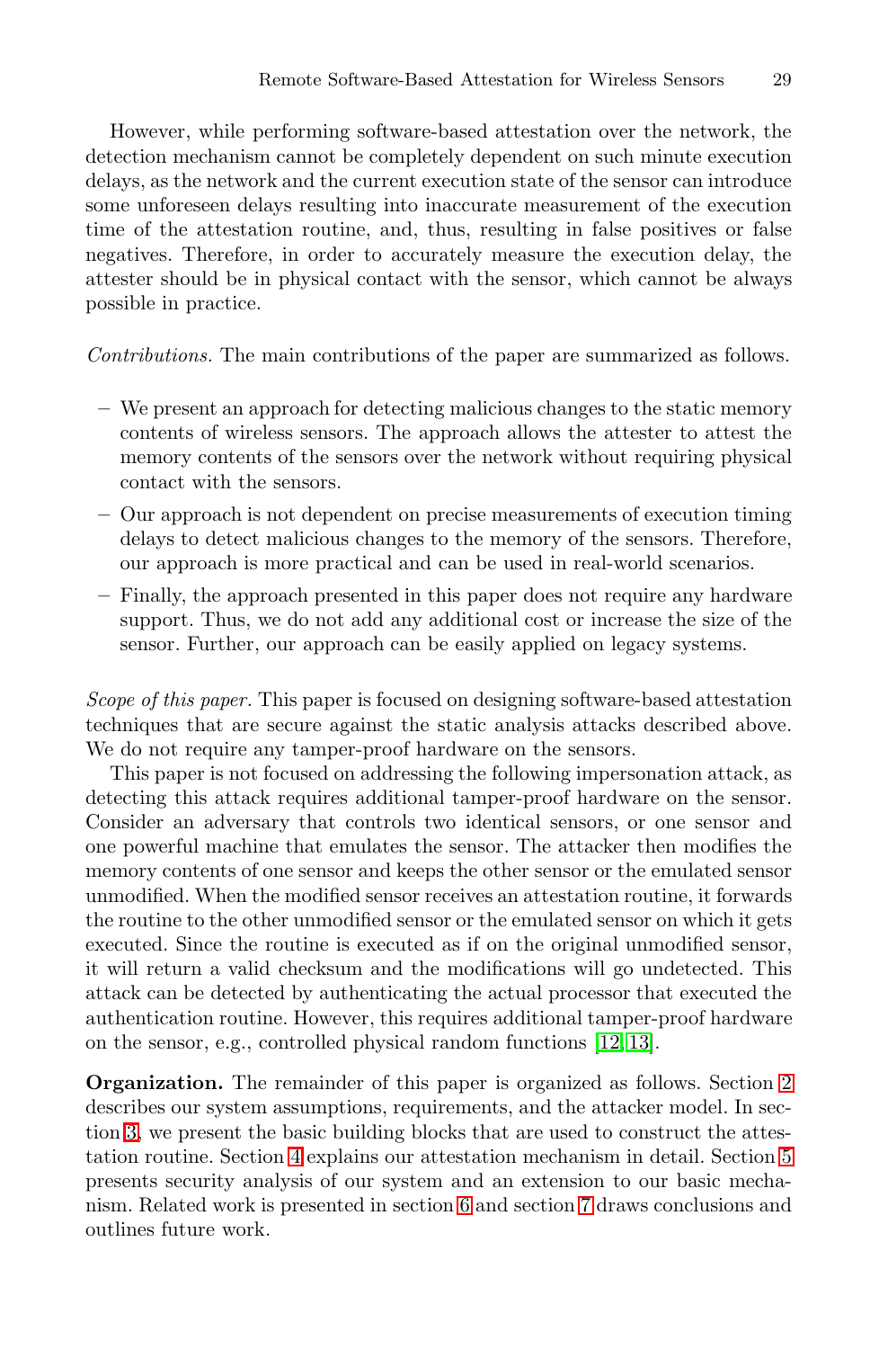However, while performing software-based attestation over the network, the detection mechanism cannot be completely dependent on such minute execution delays, as the network and the current execution state of the sensor can introduce some unforeseen delays resulting into inaccurate measurement of the execution time of the attestation routine, and, thus, resulting in false positives or false negatives. Therefore, in order to accurately measure the execution delay, the attester should be in physical contact with the sensor, which cannot be always possible in practice.

*Contributions.* The main contributions of the paper are summarized as follows.

– We present an approach for detecting malicious changes to the static memory contents of wireless sensors. The approach allows the attester to attest the memory contents of the sensors over the network without requiring physical contact with the sensors.

– Our approach is not dependent on precise measurements of execution timing delays to detect malicious changes to the memory of the sensors. Therefore, our approach is more practical and can be used in real-world scenarios.

– Finally, the approach presented in this paper does not require any hardware support. Thus, we do not add any additional cost or increase the size of the sensor. Further, our approach can be easily applied on legacy systems.

*Scope of this paper.* This paper is focused on designing software-based attestation techniques that are secure against the static analysis attacks described above. We do not require any tamper-proof hardware on the sensors.

This paper is not focused on addressing the following impersonation attack, as detecting this attack requires additional tamper-proof hardware on the sensor. Consider an adversary that controls two identical sensors, or one sensor and one powerful machine that emulates the sensor. The attacker then modifies the memory contents of one sensor and keeps the other sensor or the emulated sensor unmodified. When the modified sensor receives an attestation routine, it forwards the routine to the other unmodified sensor or the emulated sensor on which it gets executed. Since the routine is executed as if on the original unmodified sensor, it will return a valid checksum and the modifications will go undetected. This attack can be detected by authenticating the actual processor that executed the authentication routine. However, this requires additional tamper-proof hardware on the sensor, e.g., controlled physical random functions [12, 13].

**Organization.** The remainder of this paper is organized as follows. Section 2 describes our system assumptions, requirements, and the attacker model. In section 3, we present the basic building blocks that are used to construct the attestation routine. Section 4 explains our attestation mechanism in detail. Section 5 presents security analysis of our system and an extension to our basic mechanism. Related work is presented in section 6 and section 7 draws conclusions and outlines future work.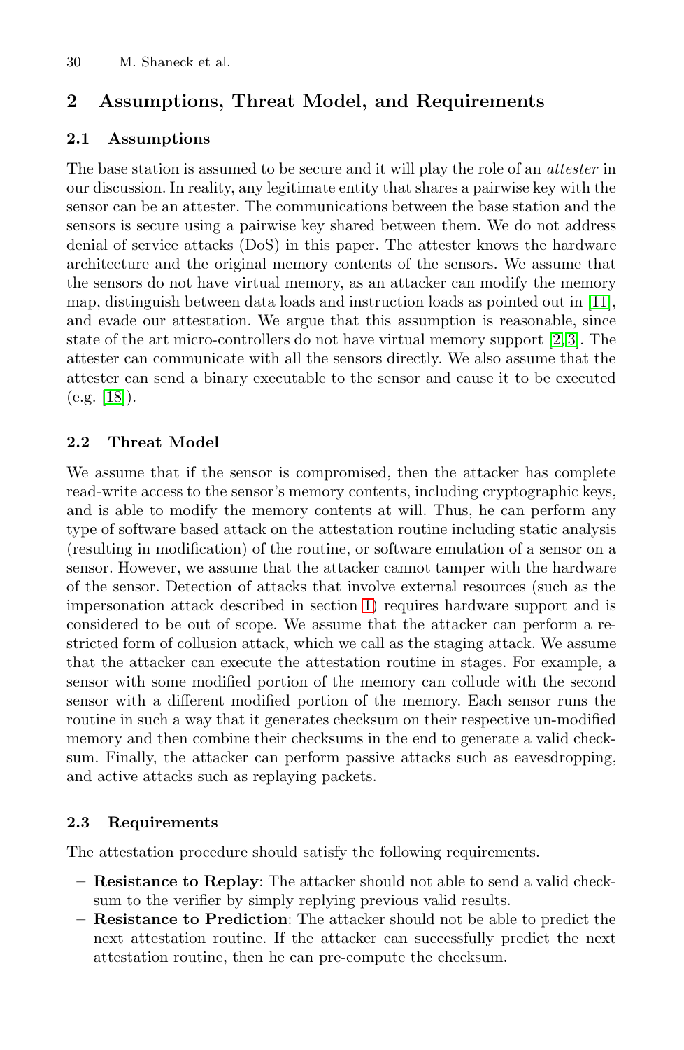## 2 Assumptions, Threat Model, and Requirements

### 2.1 Assumptions

The base station is assumed to be secure and it will play the role of an *attester* in our discussion. In reality, any legitimate entity that shares a pairwise key with the sensor can be an attester. The communications between the base station and the sensors is secure using a pairwise key shared between them. We do not address denial of service attacks (DoS) in this paper. The attester knows the hardware architecture and the original memory contents of the sensors. We assume that the sensors do not have virtual memory, as an attacker can modify the memory map, distinguish between data loads and instruction loads as pointed out in [11], and evade our attestation. We argue that this assumption is reasonable, since state of the art micro-controllers do not have virtual memory support [2,3]. The attester can communicate with all the sensors directly. We also assume that the attester can send a binary executable to the sensor and cause it to be executed (e.g. [18]).

### 2.2 Threat Model

We assume that if the sensor is compromised, then the attacker has complete read-write access to the sensor's memory contents, including cryptographic keys, and is able to modify the memory contents at will. Thus, he can perform any type of software based attack on the attestation routine including static analysis (resulting in modification) of the routine, or software emulation of a sensor on a sensor. However, we assume that the attacker cannot tamper with the hardware of the sensor. Detection of attacks that involve external resources (such as the impersonation attack described in section 1) requires hardware support and is considered to be out of scope. We assume that the attacker can perform a restricted form of collusion attack, which we call as the staging attack. We assume that the attacker can execute the attestation routine in stages. For example, a sensor with some modified portion of the memory can collude with the second sensor with a different modified portion of the memory. Each sensor runs the routine in such a way that it generates checksum on their respective un-modified memory and then combine their checksums in the end to generate a valid checksum. Finally, the attacker can perform passive attacks such as eavesdropping, and active attacks such as replaying packets.

### 2.3 Requirements

The attestation procedure should satisfy the following requirements.

- **Resistance to Replay**: The attacker should not able to send a valid checksum to the verifier by simply replying previous valid results.
- **Resistance to Prediction**: The attacker should not be able to predict the next attestation routine. If the attacker can successfully predict the next attestation routine, then he can pre-compute the checksum.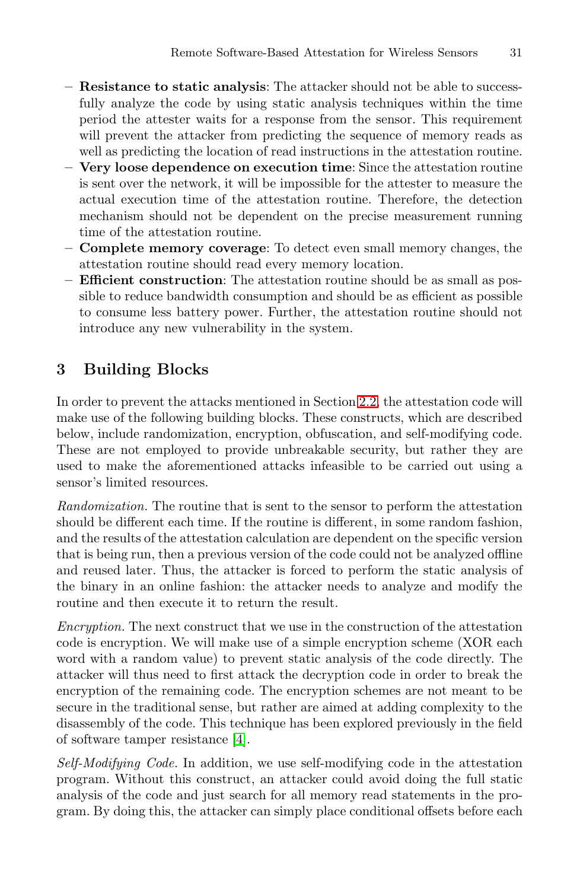- **Resistance to static analysis**: The attacker should not be able to successfully analyze the code by using static analysis techniques within the time period the attester waits for a response from the sensor. This requirement will prevent the attacker from predicting the sequence of memory reads as well as predicting the location of read instructions in the attestation routine.
- **Very loose dependence on execution time**: Since the attestation routine is sent over the network, it will be impossible for the attester to measure the actual execution time of the attestation routine. Therefore, the detection mechanism should not be dependent on the precise measurement running time of the attestation routine.
- **Complete memory coverage**: To detect even small memory changes, the attestation routine should read every memory location.
- **Efficient construction**: The attestation routine should be as small as possible to reduce bandwidth consumption and should be as efficient as possible to consume less battery power. Further, the attestation routine should not introduce any new vulnerability in the system.

## 3 Building Blocks

In order to prevent the attacks mentioned in Section 2.2, the attestation code will make use of the following building blocks. These constructs, which are described below, include randomization, encryption, obfuscation, and self-modifying code. These are not employed to provide unbreakable security, but rather they are used to make the aforementioned attacks infeasible to be carried out using a sensor's limited resources.

*Randomization.* The routine that is sent to the sensor to perform the attestation should be different each time. If the routine is different, in some random fashion, and the results of the attestation calculation are dependent on the specific version that is being run, then a previous version of the code could not be analyzed offline and reused later. Thus, the attacker is forced to perform the static analysis of the binary in an online fashion: the attacker needs to analyze and modify the routine and then execute it to return the result.

*Encryption.* The next construct that we use in the construction of the attestation code is encryption. We will make use of a simple encryption scheme (XOR each word with a random value) to prevent static analysis of the code directly. The attacker will thus need to first attack the decryption code in order to break the encryption of the remaining code. The encryption schemes are not meant to be secure in the traditional sense, but rather are aimed at adding complexity to the disassembly of the code. This technique has been explored previously in the field of software tamper resistance [4].

*Self-Modifying Code.* In addition, we use self-modifying code in the attestation program. Without this construct, an attacker could avoid doing the full static analysis of the code and just search for all memory read statements in the program. By doing this, the attacker can simply place conditional offsets before each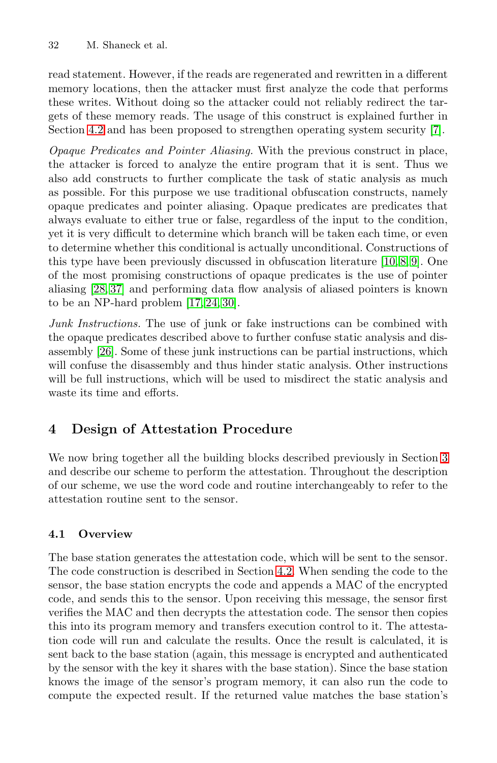read statement. However, if the reads are regenerated and rewritten in a different memory locations, then the attacker must first analyze the code that performs these writes. Without doing so the attacker could not reliably redirect the targets of these memory reads. The usage of this construct is explained further in Section 4.2 and has been proposed to strengthen operating system security [7].

*Opaque Predicates and Pointer Aliasing.* With the previous construct in place, the attacker is forced to analyze the entire program that it is sent. Thus we also add constructs to further complicate the task of static analysis as much as possible. For this purpose we use traditional obfuscation constructs, namely opaque predicates and pointer aliasing. Opaque predicates are predicates that always evaluate to either true or false, regardless of the input to the condition, yet it is very difficult to determine which branch will be taken each time, or even to determine whether this conditional is actually unconditional. Constructions of this type have been previously discussed in obfuscation literature [10,8,9]. One of the most promising constructions of opaque predicates is the use of pointer aliasing [28,37] and performing data flow analysis of aliased pointers is known to be an NP-hard problem [17,24,30].

*Junk Instructions.* The use of junk or fake instructions can be combined with the opaque predicates described above to further confuse static analysis and disassembly [26]. Some of these junk instructions can be partial instructions, which will confuse the disassembly and thus hinder static analysis. Other instructions will be full instructions, which will be used to misdirect the static analysis and waste its time and efforts.

## 4 Design of Attestation Procedure

We now bring together all the building blocks described previously in Section 3 and describe our scheme to perform the attestation. Throughout the description of our scheme, we use the word code and routine interchangeably to refer to the attestation routine sent to the sensor.

### 4.1 Overview

The base station generates the attestation code, which will be sent to the sensor. The code construction is described in Section 4.2. When sending the code to the sensor, the base station encrypts the code and appends a MAC of the encrypted code, and sends this to the sensor. Upon receiving this message, the sensor first verifies the MAC and then decrypts the attestation code. The sensor then copies this into its program memory and transfers execution control to it. The attestation code will run and calculate the results. Once the result is calculated, it is sent back to the base station (again, this message is encrypted and authenticated by the sensor with the key it shares with the base station). Since the base station knows the image of the sensor's program memory, it can also run the code to compute the expected result. If the returned value matches the base station's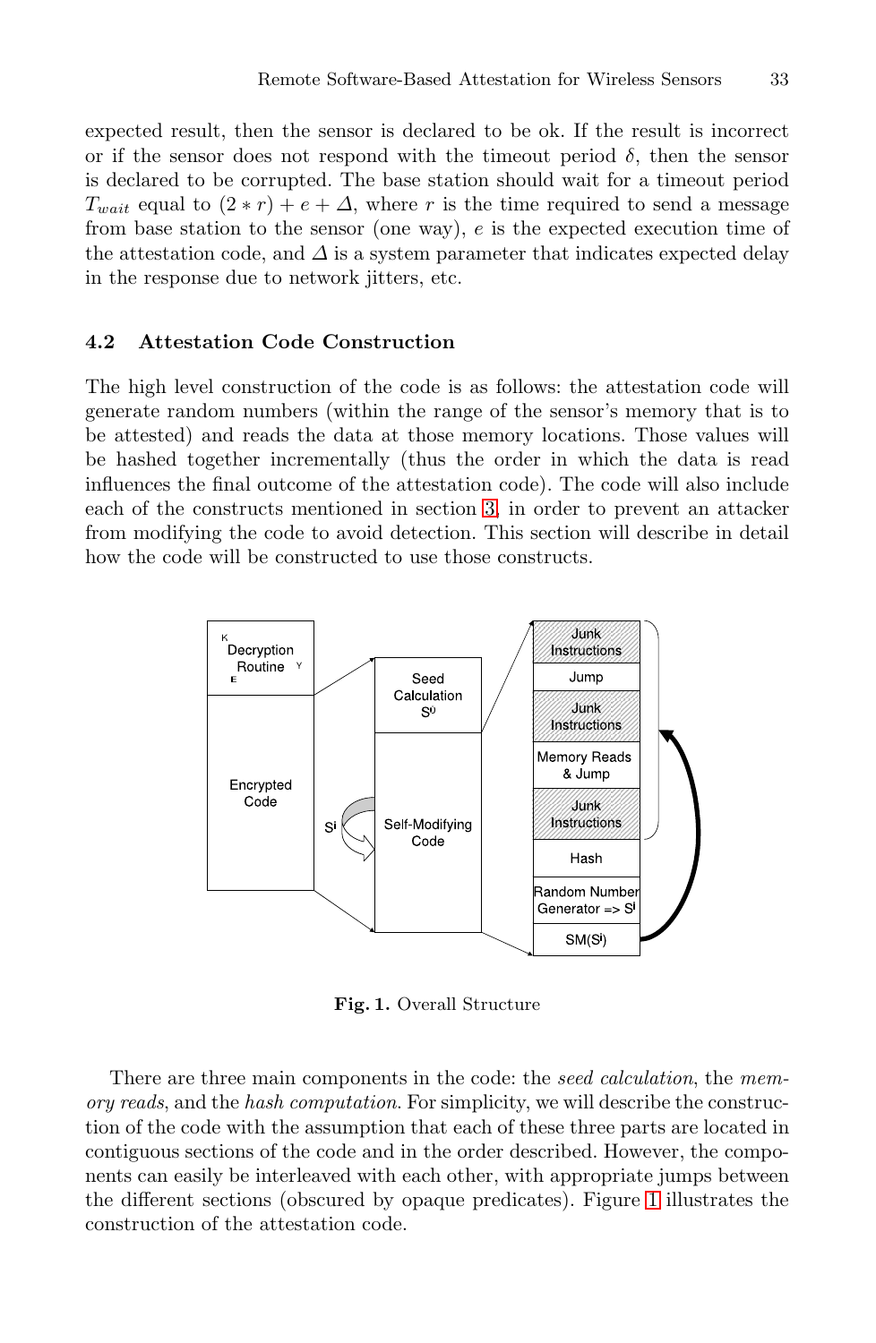expected result, then the sensor is declared to be ok. If the result is incorrect or if the sensor does not respond with the timeout period $\delta$, then the sensor is declared to be corrupted. The base station should wait for a timeout period $T_{wait}$ equal to $(2 * r) + e + \Delta$, where $r$ is the time required to send a message from base station to the sensor (one way), $e$ is the expected execution time of the attestation code, and $\Delta$ is a system parameter that indicates expected delay in the response due to network jitters, etc.

### 4.2 Attestation Code Construction

The high level construction of the code is as follows: the attestation code will generate random numbers (within the range of the sensor's memory that is to be attested) and reads the data at those memory locations. Those values will be hashed together incrementally (thus the order in which the data is read influences the final outcome of the attestation code). The code will also include each of the constructs mentioned in section 3, in order to prevent an attacker from modifying the code to avoid detection. This section will describe in detail how the code will be constructed to use those constructs.

**Fig. 1.** Overall Structure

There are three main components in the code: the *seed calculation*, the *memory reads*, and the *hash computation*. For simplicity, we will describe the construction of the code with the assumption that each of these three parts are located in contiguous sections of the code and in the order described. However, the components can easily be interleaved with each other, with appropriate jumps between the different sections (obscured by opaque predicates). Figure 1 illustrates the construction of the attestation code.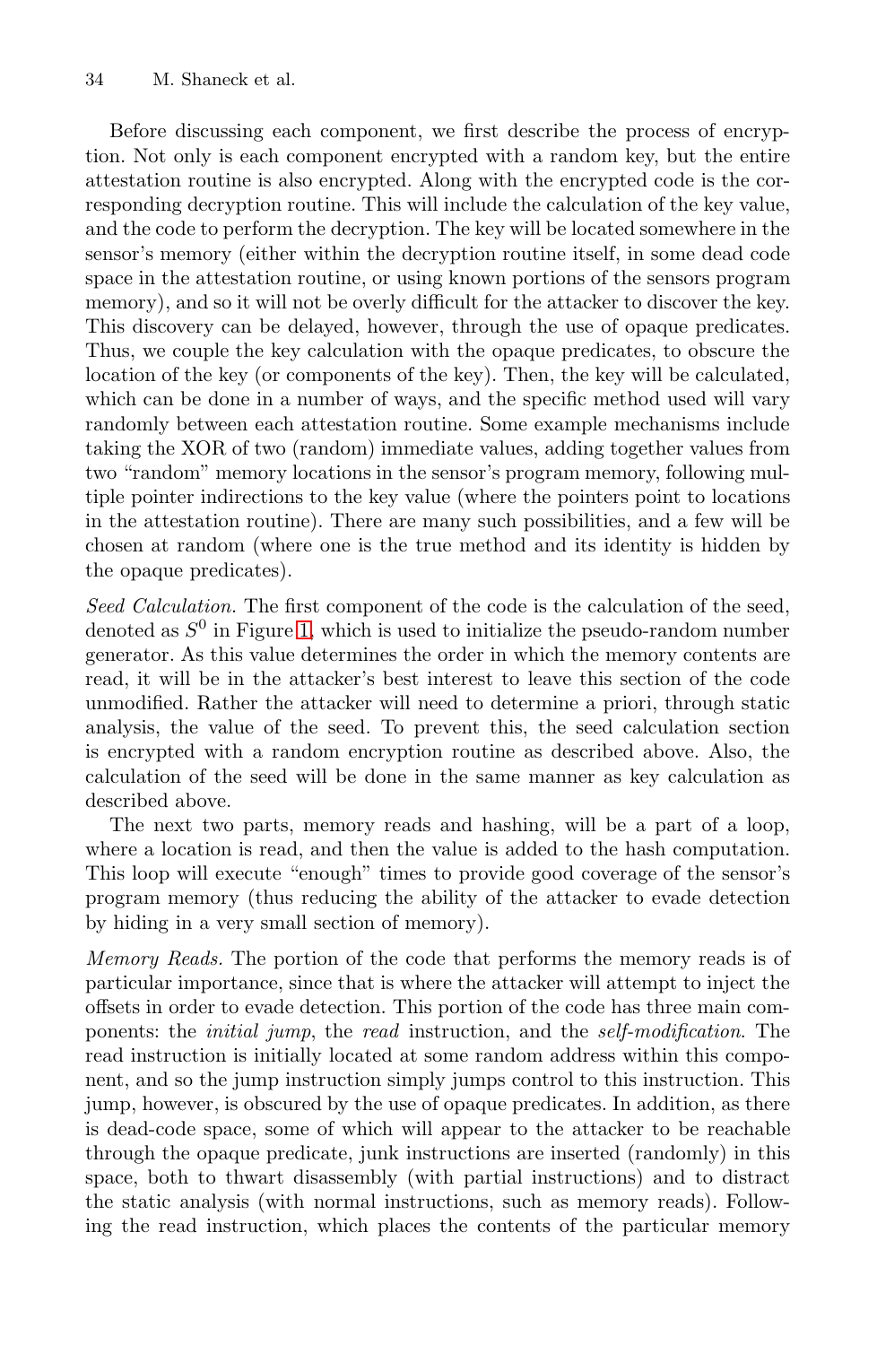Before discussing each component, we first describe the process of encryption. Not only is each component encrypted with a random key, but the entire attestation routine is also encrypted. Along with the encrypted code is the corresponding decryption routine. This will include the calculation of the key value, and the code to perform the decryption. The key will be located somewhere in the sensor's memory (either within the decryption routine itself, in some dead code space in the attestation routine, or using known portions of the sensors program memory), and so it will not be overly difficult for the attacker to discover the key. This discovery can be delayed, however, through the use of opaque predicates. Thus, we couple the key calculation with the opaque predicates, to obscure the location of the key (or components of the key). Then, the key will be calculated, which can be done in a number of ways, and the specific method used will vary randomly between each attestation routine. Some example mechanisms include taking the XOR of two (random) immediate values, adding together values from two "random" memory locations in the sensor's program memory, following multiple pointer indirections to the key value (where the pointers point to locations in the attestation routine). There are many such possibilities, and a few will be chosen at random (where one is the true method and its identity is hidden by the opaque predicates).

*Seed Calculation.* The first component of the code is the calculation of the seed, denoted as $S^0$ in Figure 1, which is used to initialize the pseudo-random number generator. As this value determines the order in which the memory contents are read, it will be in the attacker's best interest to leave this section of the code unmodified. Rather the attacker will need to determine a priori, through static analysis, the value of the seed. To prevent this, the seed calculation section is encrypted with a random encryption routine as described above. Also, the calculation of the seed will be done in the same manner as key calculation as described above.

The next two parts, memory reads and hashing, will be a part of a loop, where a location is read, and then the value is added to the hash computation. This loop will execute "enough" times to provide good coverage of the sensor's program memory (thus reducing the ability of the attacker to evade detection by hiding in a very small section of memory).

*Memory Reads.* The portion of the code that performs the memory reads is of particular importance, since that is where the attacker will attempt to inject the offsets in order to evade detection. This portion of the code has three main components: the *initial jump*, the *read* instruction, and the *self-modification*. The read instruction is initially located at some random address within this component, and so the jump instruction simply jumps control to this instruction. This jump, however, is obscured by the use of opaque predicates. In addition, as there is dead-code space, some of which will appear to the attacker to be reachable through the opaque predicate, junk instructions are inserted (randomly) in this space, both to thwart disassembly (with partial instructions) and to distract the static analysis (with normal instructions, such as memory reads). Following the read instruction, which places the contents of the particular memory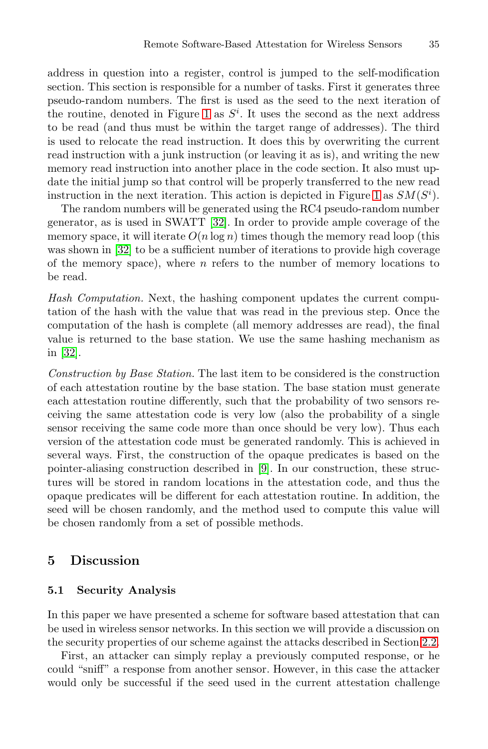address in question into a register, control is jumped to the self-modification section. This section is responsible for a number of tasks. First it generates three pseudo-random numbers. The first is used as the seed to the next iteration of the routine, denoted in Figure 1 as $S^i$. It uses the second as the next address to be read (and thus must be within the target range of addresses). The third is used to relocate the read instruction. It does this by overwriting the current read instruction with a junk instruction (or leaving it as is), and writing the new memory read instruction into another place in the code section. It also must update the initial jump so that control will be properly transferred to the new read instruction in the next iteration. This action is depicted in Figure 1 as $SM(S^i)$.

The random numbers will be generated using the RC4 pseudo-random number generator, as is used in SWATT [32]. In order to provide ample coverage of the memory space, it will iterate $O(n \log n)$ times though the memory read loop (this was shown in [32] to be a sufficient number of iterations to provide high coverage of the memory space), where $n$ refers to the number of memory locations to be read.

*Hash Computation.* Next, the hashing component updates the current computation of the hash with the value that was read in the previous step. Once the computation of the hash is complete (all memory addresses are read), the final value is returned to the base station. We use the same hashing mechanism as in [32].

*Construction by Base Station.* The last item to be considered is the construction of each attestation routine by the base station. The base station must generate each attestation routine differently, such that the probability of two sensors receiving the same attestation code is very low (also the probability of a single sensor receiving the same code more than once should be very low). Thus each version of the attestation code must be generated randomly. This is achieved in several ways. First, the construction of the opaque predicates is based on the pointer-aliasing construction described in [9]. In our construction, these structures will be stored in random locations in the attestation code, and thus the opaque predicates will be different for each attestation routine. In addition, the seed will be chosen randomly, and the method used to compute this value will be chosen randomly from a set of possible methods.

## 5 Discussion

### 5.1 Security Analysis

In this paper we have presented a scheme for software based attestation that can be used in wireless sensor networks. In this section we will provide a discussion on the security properties of our scheme against the attacks described in Section 2.2.

First, an attacker can simply replay a previously computed response, or he could "sniff" a response from another sensor. However, in this case the attacker would only be successful if the seed used in the current attestation challenge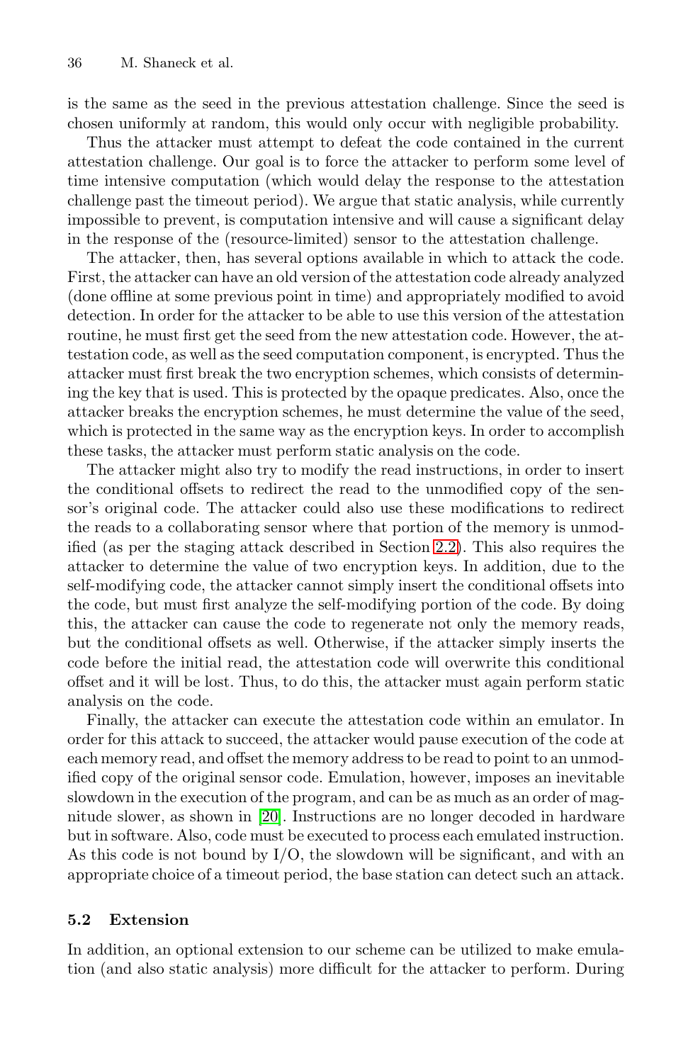is the same as the seed in the previous attestation challenge. Since the seed is chosen uniformly at random, this would only occur with negligible probability.

Thus the attacker must attempt to defeat the code contained in the current attestation challenge. Our goal is to force the attacker to perform some level of time intensive computation (which would delay the response to the attestation challenge past the timeout period). We argue that static analysis, while currently impossible to prevent, is computation intensive and will cause a significant delay in the response of the (resource-limited) sensor to the attestation challenge.

The attacker, then, has several options available in which to attack the code. First, the attacker can have an old version of the attestation code already analyzed (done offline at some previous point in time) and appropriately modified to avoid detection. In order for the attacker to be able to use this version of the attestation routine, he must first get the seed from the new attestation code. However, the attestation code, as well as the seed computation component, is encrypted. Thus the attacker must first break the two encryption schemes, which consists of determining the key that is used. This is protected by the opaque predicates. Also, once the attacker breaks the encryption schemes, he must determine the value of the seed, which is protected in the same way as the encryption keys. In order to accomplish these tasks, the attacker must perform static analysis on the code.

The attacker might also try to modify the read instructions, in order to insert the conditional offsets to redirect the read to the unmodified copy of the sensor's original code. The attacker could also use these modifications to redirect the reads to a collaborating sensor where that portion of the memory is unmodified (as per the staging attack described in Section 2.2). This also requires the attacker to determine the value of two encryption keys. In addition, due to the self-modifying code, the attacker cannot simply insert the conditional offsets into the code, but must first analyze the self-modifying portion of the code. By doing this, the attacker can cause the code to regenerate not only the memory reads, but the conditional offsets as well. Otherwise, if the attacker simply inserts the code before the initial read, the attestation code will overwrite this conditional offset and it will be lost. Thus, to do this, the attacker must again perform static analysis on the code.

Finally, the attacker can execute the attestation code within an emulator. In order for this attack to succeed, the attacker would pause execution of the code at each memory read, and offset the memory address to be read to point to an unmodified copy of the original sensor code. Emulation, however, imposes an inevitable slowdown in the execution of the program, and can be as much as an order of magnitude slower, as shown in [20]. Instructions are no longer decoded in hardware but in software. Also, code must be executed to process each emulated instruction. As this code is not bound by I/O, the slowdown will be significant, and with an appropriate choice of a timeout period, the base station can detect such an attack.

### 5.2 Extension

In addition, an optional extension to our scheme can be utilized to make emulation (and also static analysis) more difficult for the attacker to perform. During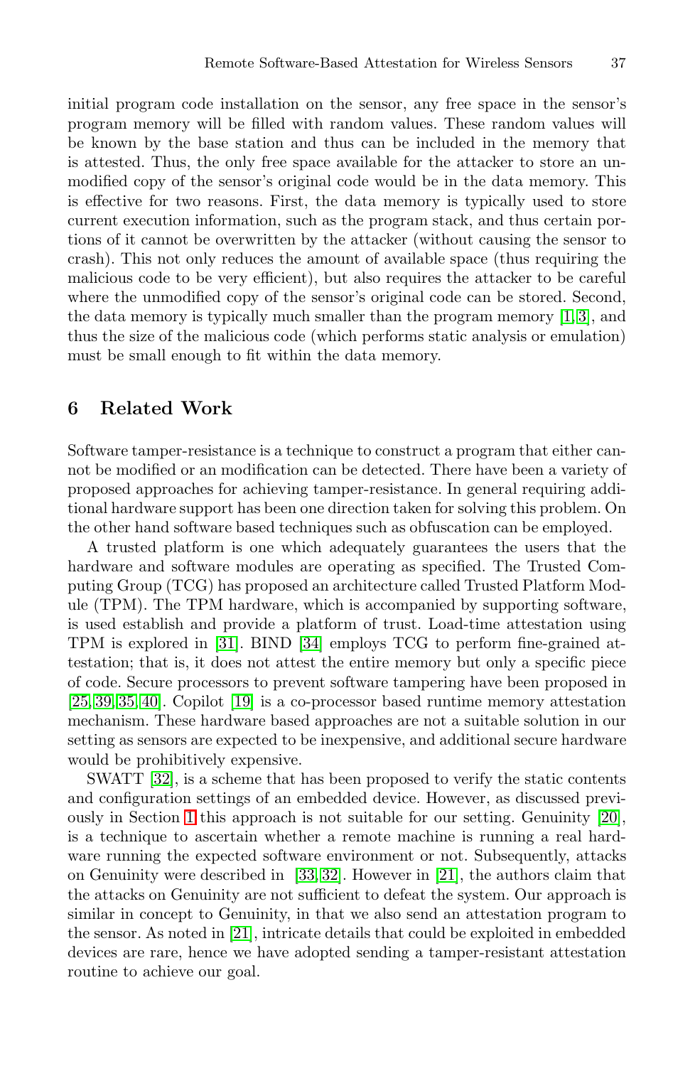initial program code installation on the sensor, any free space in the sensor's program memory will be filled with random values. These random values will be known by the base station and thus can be included in the memory that is attested. Thus, the only free space available for the attacker to store an unmodified copy of the sensor's original code would be in the data memory. This is effective for two reasons. First, the data memory is typically used to store current execution information, such as the program stack, and thus certain portions of it cannot be overwritten by the attacker (without causing the sensor to crash). This not only reduces the amount of available space (thus requiring the malicious code to be very efficient), but also requires the attacker to be careful where the unmodified copy of the sensor's original code can be stored. Second, the data memory is typically much smaller than the program memory [1,3], and thus the size of the malicious code (which performs static analysis or emulation) must be small enough to fit within the data memory.

## 6 Related Work

Software tamper-resistance is a technique to construct a program that either cannot be modified or an modification can be detected. There have been a variety of proposed approaches for achieving tamper-resistance. In general requiring additional hardware support has been one direction taken for solving this problem. On the other hand software based techniques such as obfuscation can be employed.

A trusted platform is one which adequately guarantees the users that the hardware and software modules are operating as specified. The Trusted Computing Group (TCG) has proposed an architecture called Trusted Platform Module (TPM). The TPM hardware, which is accompanied by supporting software, is used establish and provide a platform of trust. Load-time attestation using TPM is explored in [31]. BIND [34] employs TCG to perform fine-grained attestation; that is, it does not attest the entire memory but only a specific piece of code. Secure processors to prevent software tampering have been proposed in [25,39,35,40]. Copilot [19] is a co-processor based runtime memory attestation mechanism. These hardware based approaches are not a suitable solution in our setting as sensors are expected to be inexpensive, and additional secure hardware would be prohibitively expensive.

SWATT [32], is a scheme that has been proposed to verify the static contents and configuration settings of an embedded device. However, as discussed previously in Section 1 this approach is not suitable for our setting. Genuinity [20], is a technique to ascertain whether a remote machine is running a real hardware running the expected software environment or not. Subsequently, attacks on Genuinity were described in [33,32]. However in [21], the authors claim that the attacks on Genuinity are not sufficient to defeat the system. Our approach is similar in concept to Genuinity, in that we also send an attestation program to the sensor. As noted in [21], intricate details that could be exploited in embedded devices are rare, hence we have adopted sending a tamper-resistant attestation routine to achieve our goal.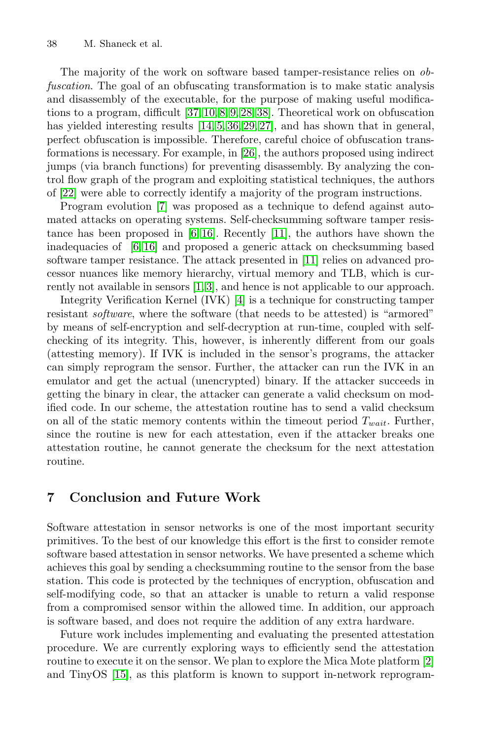The majority of the work on software based tamper-resistance relies on *obfuscation*. The goal of an obfuscating transformation is to make static analysis and disassembly of the executable, for the purpose of making useful modifications to a program, difficult [37,10,8,9,28,38]. Theoretical work on obfuscation has yielded interesting results [14,5,36,29,27], and has shown that in general, perfect obfuscation is impossible. Therefore, careful choice of obfuscation transformations is necessary. For example, in [26], the authors proposed using indirect jumps (via branch functions) for preventing disassembly. By analyzing the control flow graph of the program and exploiting statistical techniques, the authors of [22] were able to correctly identify a majority of the program instructions.

Program evolution [7] was proposed as a technique to defend against automated attacks on operating systems. Self-checksumming software tamper resistance has been proposed in [6,16]. Recently [11], the authors have shown the inadequacies of [6,16] and proposed a generic attack on checksumming based software tamper resistance. The attack presented in [11] relies on advanced processor nuances like memory hierarchy, virtual memory and TLB, which is currently not available in sensors [1,3], and hence is not applicable to our approach.

Integrity Verification Kernel (IVK) [4] is a technique for constructing tamper resistant *software*, where the software (that needs to be attested) is "armored" by means of self-encryption and self-decryption at run-time, coupled with self-checking of its integrity. This, however, is inherently different from our goals (attesting memory). If IVK is included in the sensor's programs, the attacker can simply reprogram the sensor. Further, the attacker can run the IVK in an emulator and get the actual (unencrypted) binary. If the attacker succeeds in getting the binary in clear, the attacker can generate a valid checksum on modified code. In our scheme, the attestation routine has to send a valid checksum on all of the static memory contents within the timeout period $T_{wait}$. Further, since the routine is new for each attestation, even if the attacker breaks one attestation routine, he cannot generate the checksum for the next attestation routine.

## 7 Conclusion and Future Work

Software attestation in sensor networks is one of the most important security primitives. To the best of our knowledge this effort is the first to consider remote software based attestation in sensor networks. We have presented a scheme which achieves this goal by sending a checksumming routine to the sensor from the base station. This code is protected by the techniques of encryption, obfuscation and self-modifying code, so that an attacker is unable to return a valid response from a compromised sensor within the allowed time. In addition, our approach is software based, and does not require the addition of any extra hardware.

Future work includes implementing and evaluating the presented attestation procedure. We are currently exploring ways to efficiently send the attestation routine to execute it on the sensor. We plan to explore the Mica Mote platform [2] and TinyOS [15], as this platform is known to support in-network reprogram-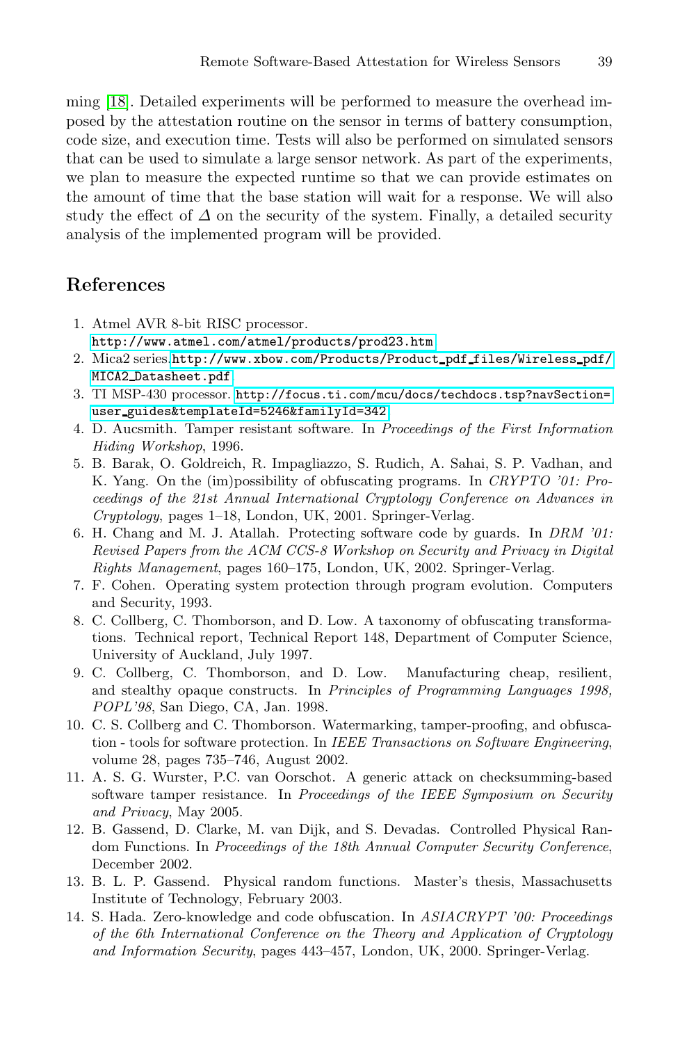ming [18]. Detailed experiments will be performed to measure the overhead imposed by the attestation routine on the sensor in terms of battery consumption, code size, and execution time. Tests will also be performed on simulated sensors that can be used to simulate a large sensor network. As part of the experiments, we plan to measure the expected runtime so that we can provide estimates on the amount of time that the base station will wait for a response. We will also study the effect of $\Delta$ on the security of the system. Finally, a detailed security analysis of the implemented program will be provided.

## References

1. Atmel AVR 8-bit RISC processor. http://www.atmel.com/atmel/products/prod23.htm
2. Mica2 series. http://www.xbow.com/Products/Product_pdf_files/Wireless_pdf/MICA2_Datasheet.pdf
3. TI MSP-430 processor. http://focus.ti.com/mcu/docs/techdocs.tsp?navSection=user_guides&templateId=5246&familyId=342
4. D. Aucsmith. Tamper resistant software. In *Proceedings of the First Information Hiding Workshop*, 1996.
5. B. Barak, O. Goldreich, R. Impagliazzo, S. Rudich, A. Sahai, S. P. Vadhan, and K. Yang. On the (im)possibility of obfuscating programs. In *CRYPTO '01: Proceedings of the 21st Annual International Cryptology Conference on Advances in Cryptology*, pages 1–18, London, UK, 2001. Springer-Verlag.
6. H. Chang and M. J. Atallah. Protecting software code by guards. In *DRM '01: Revised Papers from the ACM CCS-8 Workshop on Security and Privacy in Digital Rights Management*, pages 160–175, London, UK, 2002. Springer-Verlag.
7. F. Cohen. Operating system protection through program evolution. Computers and Security, 1993.
8. C. Collberg, C. Thomborson, and D. Low. A taxonomy of obfuscating transformations. Technical report, Technical Report 148, Department of Computer Science, University of Auckland, July 1997.
9. C. Collberg, C. Thomborson, and D. Low. Manufacturing cheap, resilient, and stealthy opaque constructs. In *Principles of Programming Languages 1998, POPL'98*, San Diego, CA, Jan. 1998.
10. C. S. Collberg and C. Thomborson. Watermarking, tamper-proofing, and obfuscation - tools for software protection. In *IEEE Transactions on Software Engineering*, volume 28, pages 735–746, August 2002.
11. A. S. G. Wurster, P.C. van Oorschot. A generic attack on checksumming-based software tamper resistance. In *Proceedings of the IEEE Symposium on Security and Privacy*, May 2005.
12. B. Gassend, D. Clarke, M. van Dijk, and S. Devadas. Controlled Physical Random Functions. In *Proceedings of the 18th Annual Computer Security Conference*, December 2002.
13. B. L. P. Gassend. Physical random functions. Master's thesis, Massachusetts Institute of Technology, February 2003.
14. S. Hada. Zero-knowledge and code obfuscation. In *ASIACRYPT '00: Proceedings of the 6th International Conference on the Theory and Application of Cryptology and Information Security*, pages 443–457, London, UK, 2000. Springer-Verlag.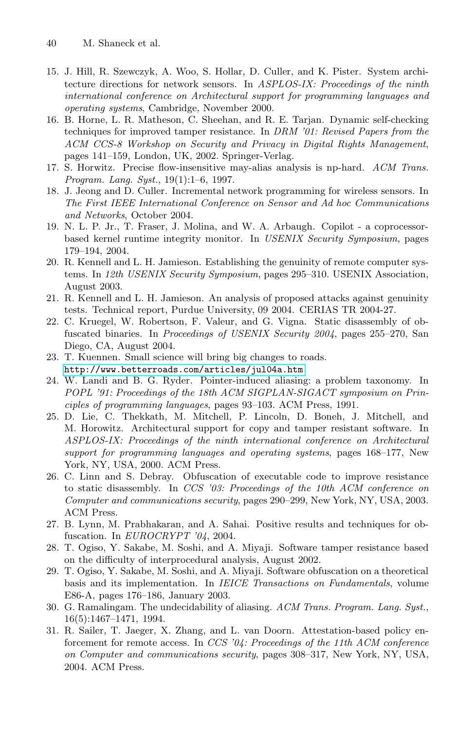15. J. Hill, R. Szewczyk, A. Woo, S. Hollar, D. Culler, and K. Pister. System architecture directions for network sensors. In *ASPLOS-IX: Proceedings of the ninth international conference on Architectural support for programming languages and operating systems*, Cambridge, November 2000.
16. B. Horne, L. R. Matheson, C. Sheehan, and R. E. Tarjan. Dynamic self-checking techniques for improved tamper resistance. In *DRM '01: Revised Papers from the ACM CCS-8 Workshop on Security and Privacy in Digital Rights Management*, pages 141–159, London, UK, 2002. Springer-Verlag.
17. S. Horwitz. Precise flow-insensitive may-alias analysis is np-hard. *ACM Trans. Program. Lang. Syst.*, 19(1):1–6, 1997.
18. J. Jeong and D. Culler. Incremental network programming for wireless sensors. In *The First IEEE International Conference on Sensor and Ad hoc Communications and Networks*, October 2004.
19. N. L. P. Jr., T. Fraser, J. Molina, and W. A. Arbaugh. Copilot - a coprocessor-based kernel runtime integrity monitor. In *USENIX Security Symposium*, pages 179–194, 2004.
20. R. Kennell and L. H. Jamieson. Establishing the genuinity of remote computer systems. In *12th USENIX Security Symposium*, pages 295–310. USENIX Association, August 2003.
21. R. Kennell and L. H. Jamieson. An analysis of proposed attacks against genuinity tests. Technical report, Purdue University, 09 2004. CERIAS TR 2004-27.
22. C. Kruegel, W. Robertson, F. Valeur, and G. Vigna. Static disassembly of obfuscated binaries. In *Proceedings of USENIX Security 2004*, pages 255–270, San Diego, CA, August 2004.
23. T. Kuennen. Small science will bring big changes to roads. http://www.betterroads.com/articles/jul04a.htm
24. W. Landi and B. G. Ryder. Pointer-induced aliasing: a problem taxonomy. In *POPL '91: Proceedings of the 18th ACM SIGPLAN-SIGACT symposium on Principles of programming languages*, pages 93–103. ACM Press, 1991.
25. D. Lie, C. Thekkath, M. Mitchell, P. Lincoln, D. Boneh, J. Mitchell, and M. Horowitz. Architectural support for copy and tamper resistant software. In *ASPLOS-IX: Proceedings of the ninth international conference on Architectural support for programming languages and operating systems*, pages 168–177, New York, NY, USA, 2000. ACM Press.
26. C. Linn and S. Debray. Obfuscation of executable code to improve resistance to static disassembly. In *CCS '03: Proceedings of the 10th ACM conference on Computer and communications security*, pages 290–299, New York, NY, USA, 2003. ACM Press.
27. B. Lynn, M. Prabhakaran, and A. Sahai. Positive results and techniques for obfuscation. In *EUROCRYPT '04*, 2004.
28. T. Ogiso, Y. Sakabe, M. Soshi, and A. Miyaji. Software tamper resistance based on the difficulty of interprocedural analysis, August 2002.
29. T. Ogiso, Y. Sakabe, M. Soshi, and A. Miyaji. Software obfuscation on a theoretical basis and its implementation. In *IEICE Transactions on Fundamentals*, volume E86-A, pages 176–186, January 2003.
30. G. Ramalingam. The undecidability of aliasing. *ACM Trans. Program. Lang. Syst.*, 16(5):1467–1471, 1994.
31. R. Sailer, T. Jaeger, X. Zhang, and L. van Doorn. Attestation-based policy enforcement for remote access. In *CCS '04: Proceedings of the 11th ACM conference on Computer and communications security*, pages 308–317, New York, NY, USA, 2004. ACM Press.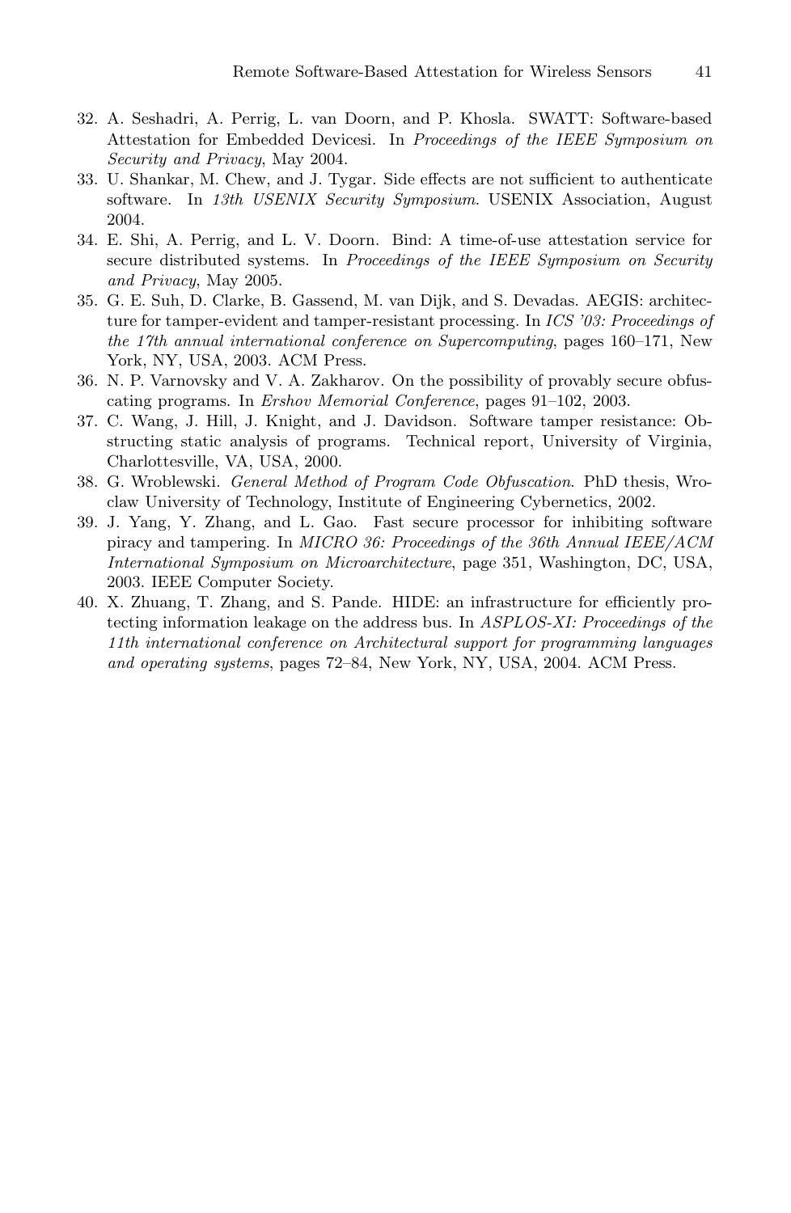32. A. Seshadri, A. Perrig, L. van Doorn, and P. Khosla. SWATT: Software-based Attestation for Embedded Devicesi. In *Proceedings of the IEEE Symposium on Security and Privacy*, May 2004.
33. U. Shankar, M. Chew, and J. Tygar. Side effects are not sufficient to authenticate software. In *13th USENIX Security Symposium*. USENIX Association, August 2004.
34. E. Shi, A. Perrig, and L. V. Doorn. Bind: A time-of-use attestation service for secure distributed systems. In *Proceedings of the IEEE Symposium on Security and Privacy*, May 2005.
35. G. E. Suh, D. Clarke, B. Gassend, M. van Dijk, and S. Devadas. AEGIS: architecture for tamper-evident and tamper-resistant processing. In *ICS '03: Proceedings of the 17th annual international conference on Supercomputing*, pages 160–171, New York, NY, USA, 2003. ACM Press.
36. N. P. Varnovsky and V. A. Zakharov. On the possibility of provably secure obfuscating programs. In *Ershov Memorial Conference*, pages 91–102, 2003.
37. C. Wang, J. Hill, J. Knight, and J. Davidson. Software tamper resistance: Obstructing static analysis of programs. Technical report, University of Virginia, Charlottesville, VA, USA, 2000.
38. G. Wroblewski. *General Method of Program Code Obfuscation*. PhD thesis, Wroclaw University of Technology, Institute of Engineering Cybernetics, 2002.
39. J. Yang, Y. Zhang, and L. Gao. Fast secure processor for inhibiting software piracy and tampering. In *MICRO 36: Proceedings of the 36th Annual IEEE/ACM International Symposium on Microarchitecture*, page 351, Washington, DC, USA, 2003. IEEE Computer Society.
40. X. Zhuang, T. Zhang, and S. Pande. HIDE: an infrastructure for efficiently protecting information leakage on the address bus. In *ASPLOS-XI: Proceedings of the 11th international conference on Architectural support for programming languages and operating systems*, pages 72–84, New York, NY, USA, 2004. ACM Press.